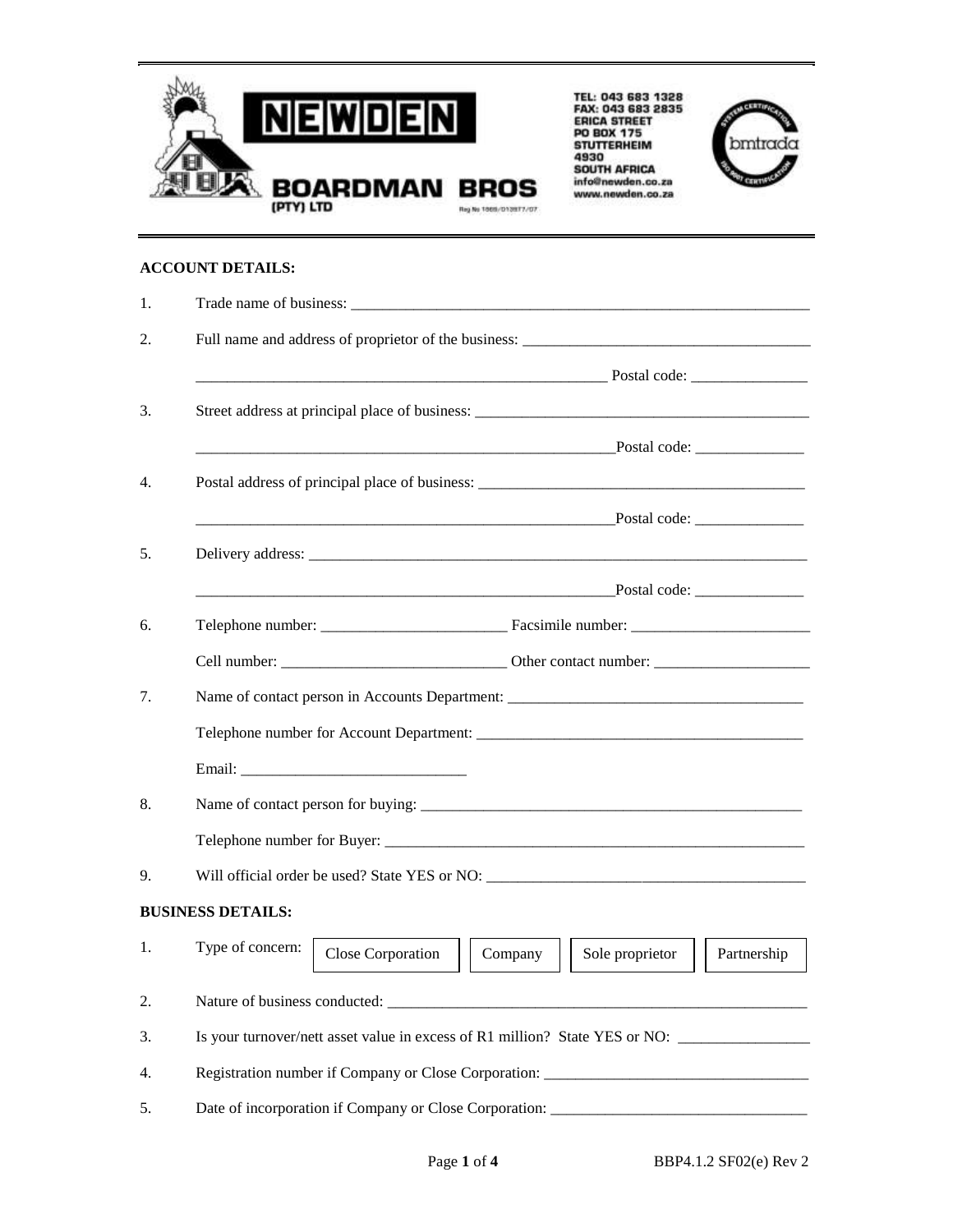**NEWDEN**

**BOARDMAN BROS (PTY) LTD**

Reg No 1969/013977/07

TEL: 043 683 1328
FAX: 043 683 2835
ERICA STREET
PO BOX 175
STUTTERHEIM
4930
SOUTH AFRICA
info@newden.co.za
www.newden.co.za

bmtrada

**ACCOUNT DETAILS:**

1. Trade name of business: ____________________________________________________________

2. Full name and address of proprietor of the business: _____________________________________

   _______________________________________________________ Postal code: _______________

3. Street address at principal place of business: ____________________________________________

   _______________________________________________________Postal code: ______________

4. Postal address of principal place of business: ___________________________________________

   _______________________________________________________Postal code: ______________

5. Delivery address: ________________________________________________________________

   _______________________________________________________Postal code: ______________

6. Telephone number: ________________________ Facsimile number: _______________________

   Cell number: _____________________________ Other contact number: ____________________

7. Name of contact person in Accounts Department: ______________________________________

   Telephone number for Account Department: __________________________________________

   Email: _____________________________

8. Name of contact person for buying: __________________________________________________

   Telephone number for Buyer: ________________________________________________________

9. Will official order be used? State YES or NO: _________________________________________

**BUSINESS DETAILS:**

1. Type of concern: [ Close Corporation ] [ Company ] [ Sole proprietor ] [ Partnership ]

2. Nature of business conducted: ______________________________________________________

3. Is your turnover/nett asset value in excess of R1 million? State YES or NO: ________________

4. Registration number if Company or Close Corporation: _________________________________

5. Date of incorporation if Company or Close Corporation: ________________________________

BBP4.1.2 SF02(e) Rev 2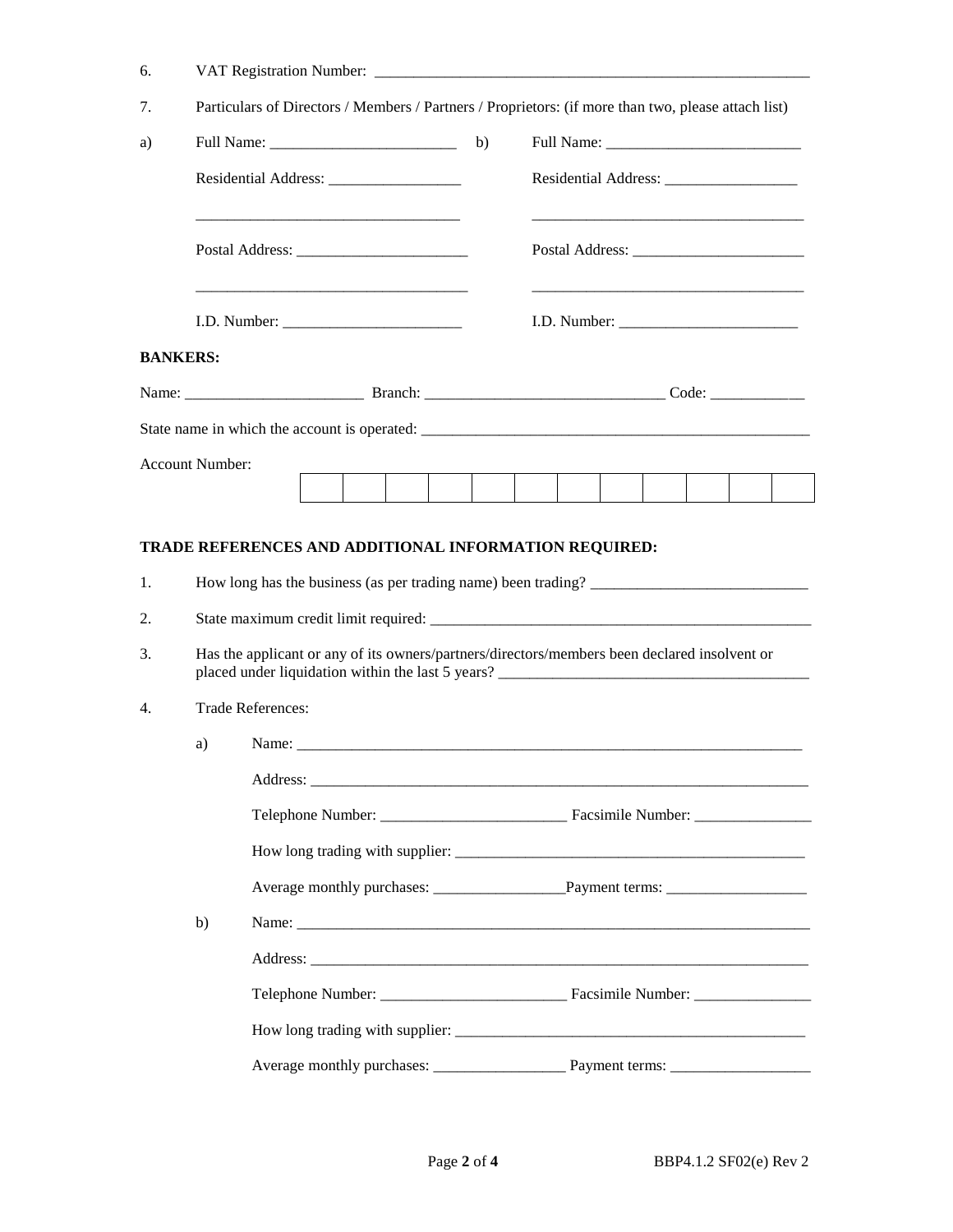6. VAT Registration Number: ___________________________________________________________

7. Particulars of Directors / Members / Partners / Proprietors: (if more than two, please attach list)

a) Full Name: ________________________

Residential Address: _________________

___________________________________

Postal Address: ______________________

___________________________________

I.D. Number: _______________________

b) Full Name: _________________________

Residential Address: _________________

___________________________________

Postal Address: ______________________

___________________________________

I.D. Number: _______________________

**BANKERS:**

Name: ______________________ Branch: ______________________________ Code: ____________

State name in which the account is operated: ____________________________________________________

Account Number:

| | | | | | | | | | | | |
|---|---|---|---|---|---|---|---|---|---|---|---|
| | | | | | | | | | | | |

**TRADE REFERENCES AND ADDITIONAL INFORMATION REQUIRED:**

1. How long has the business (as per trading name) been trading? ____________________________

2. State maximum credit limit required: ____________________________________________________

3. Has the applicant or any of its owners/partners/directors/members been declared insolvent or placed under liquidation within the last 5 years? ________________________________________

4. Trade References:

   a) Name: ____________________________________________________________________

      Address: __________________________________________________________________

      Telephone Number: _______________________ Facsimile Number: _______________

      How long trading with supplier: ______________________________________________

      Average monthly purchases: _________________Payment terms: __________________

   b) Name: ____________________________________________________________________

      Address: __________________________________________________________________

      Telephone Number: _______________________ Facsimile Number: _______________

      How long trading with supplier: ______________________________________________

      Average monthly purchases: _________________ Payment terms: __________________

BBP4.1.2 SF02(e) Rev 2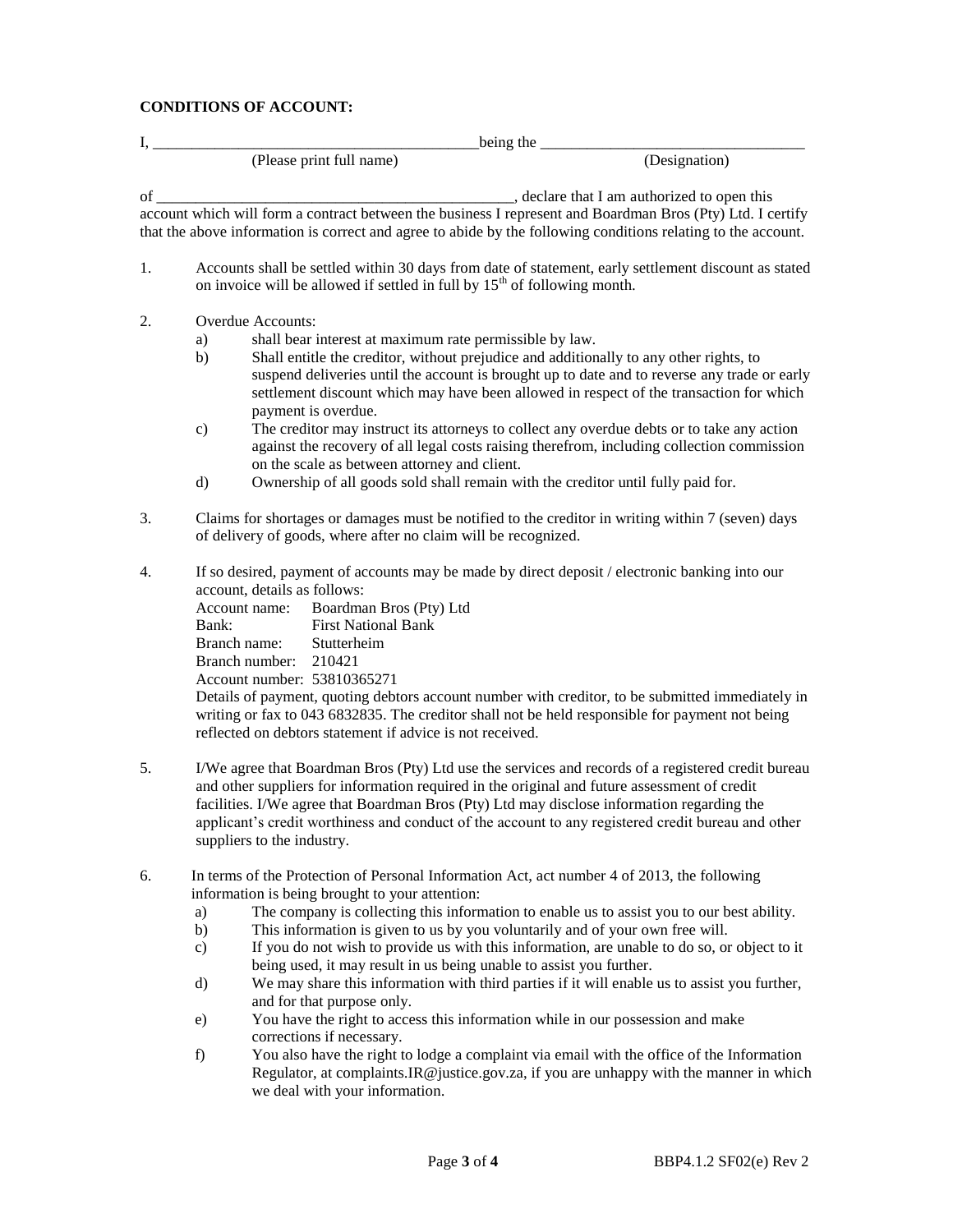**CONDITIONS OF ACCOUNT:**

I, __________________________________________ being the __________________________________

(Please print full name) (Designation)

of _______________________________________________, declare that I am authorized to open this account which will form a contract between the business I represent and Boardman Bros (Pty) Ltd. I certify that the above information is correct and agree to abide by the following conditions relating to the account.

1. Accounts shall be settled within 30 days from date of statement, early settlement discount as stated on invoice will be allowed if settled in full by 15th of following month.

2. Overdue Accounts:
   a) shall bear interest at maximum rate permissible by law.
   b) Shall entitle the creditor, without prejudice and additionally to any other rights, to suspend deliveries until the account is brought up to date and to reverse any trade or early settlement discount which may have been allowed in respect of the transaction for which payment is overdue.
   c) The creditor may instruct its attorneys to collect any overdue debts or to take any action against the recovery of all legal costs raising therefrom, including collection commission on the scale as between attorney and client.
   d) Ownership of all goods sold shall remain with the creditor until fully paid for.

3. Claims for shortages or damages must be notified to the creditor in writing within 7 (seven) days of delivery of goods, where after no claim will be recognized.

4. If so desired, payment of accounts may be made by direct deposit / electronic banking into our account, details as follows:

   Account name: Boardman Bros (Pty) Ltd
   Bank: First National Bank
   Branch name: Stutterheim
   Branch number: 210421
   Account number: 53810365271

   Details of payment, quoting debtors account number with creditor, to be submitted immediately in writing or fax to 043 6832835. The creditor shall not be held responsible for payment not being reflected on debtors statement if advice is not received.

5. I/We agree that Boardman Bros (Pty) Ltd use the services and records of a registered credit bureau and other suppliers for information required in the original and future assessment of credit facilities. I/We agree that Boardman Bros (Pty) Ltd may disclose information regarding the applicant's credit worthiness and conduct of the account to any registered credit bureau and other suppliers to the industry.

6. In terms of the Protection of Personal Information Act, act number 4 of 2013, the following information is being brought to your attention:
   a) The company is collecting this information to enable us to assist you to our best ability.
   b) This information is given to us by you voluntarily and of your own free will.
   c) If you do not wish to provide us with this information, are unable to do so, or object to it being used, it may result in us being unable to assist you further.
   d) We may share this information with third parties if it will enable us to assist you further, and for that purpose only.
   e) You have the right to access this information while in our possession and make corrections if necessary.
   f) You also have the right to lodge a complaint via email with the office of the Information Regulator, at complaints.IR@justice.gov.za, if you are unhappy with the manner in which we deal with your information.

BBP4.1.2 SF02(e) Rev 2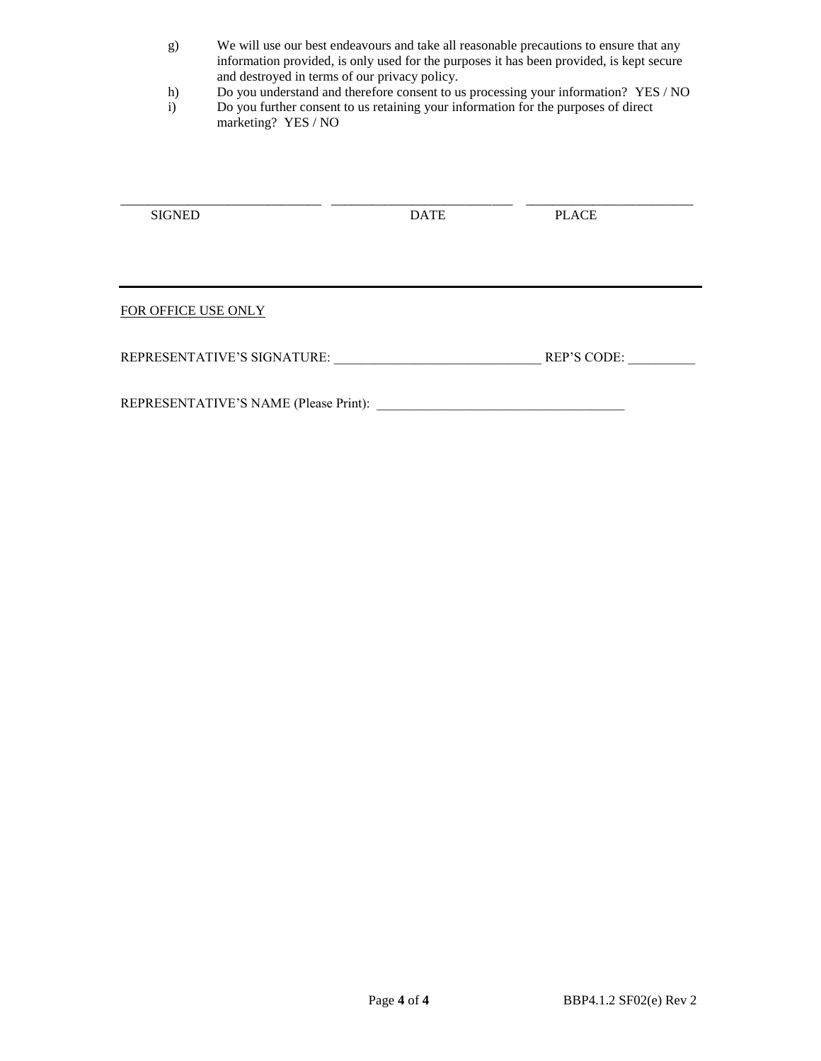g) We will use our best endeavours and take all reasonable precautions to ensure that any information provided, is only used for the purposes it has been provided, is kept secure and destroyed in terms of our privacy policy.

h) Do you understand and therefore consent to us processing your information? YES / NO

i) Do you further consent to us retaining your information for the purposes of direct marketing? YES / NO

______________________________ ___________________________ _________________________

SIGNED DATE PLACE

---

FOR OFFICE USE ONLY

REPRESENTATIVE'S SIGNATURE: _______________________________ REP'S CODE: __________

REPRESENTATIVE'S NAME (Please Print): _____________________________________